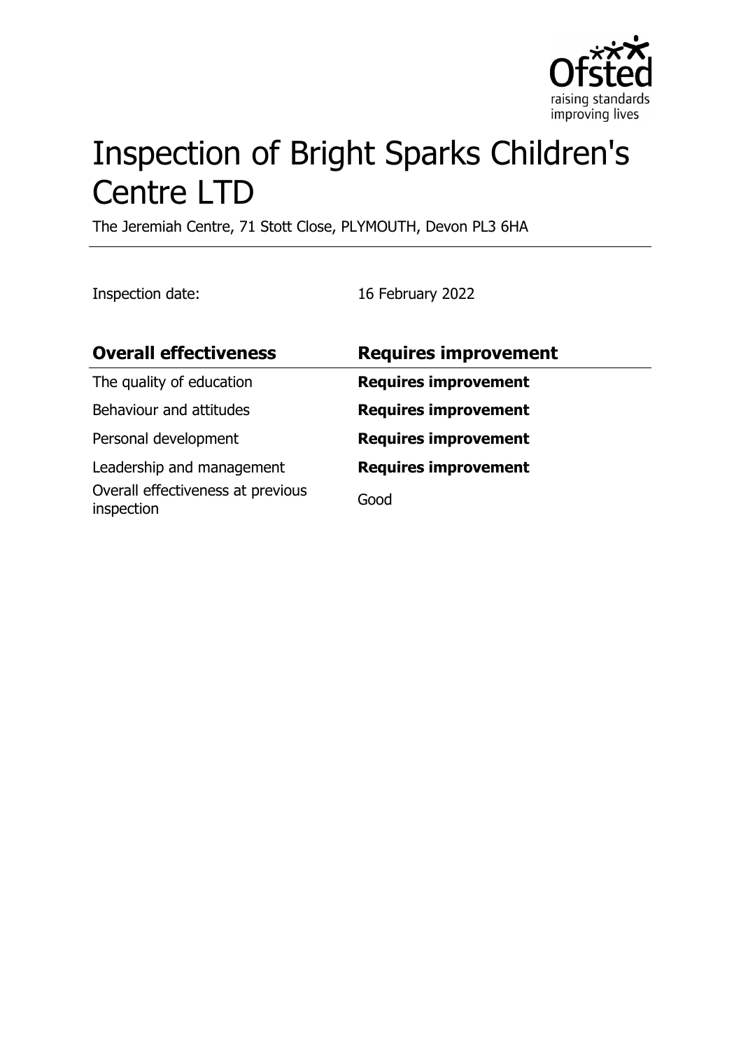# Inspection of Bright Sparks Children's Centre LTD

The Jeremiah Centre, 71 Stott Close, PLYMOUTH, Devon PL3 6HA

Inspection date: 16 February 2022

| **Overall effectiveness** | **Requires improvement** |
| --- | --- |
| The quality of education | **Requires improvement** |
| Behaviour and attitudes | **Requires improvement** |
| Personal development | **Requires improvement** |
| Leadership and management | **Requires improvement** |
| Overall effectiveness at previous inspection | Good |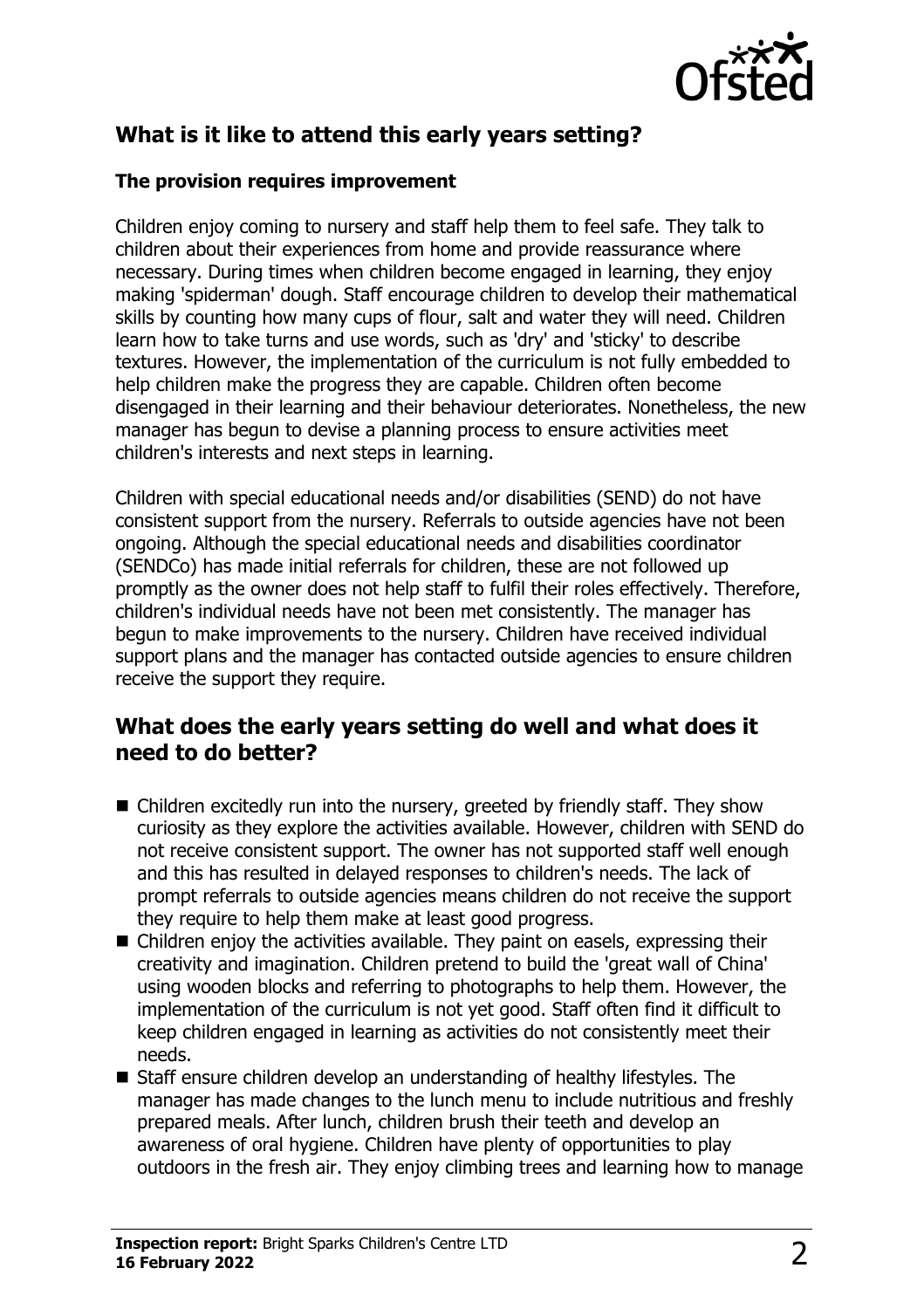## What is it like to attend this early years setting?

### The provision requires improvement

Children enjoy coming to nursery and staff help them to feel safe. They talk to children about their experiences from home and provide reassurance where necessary. During times when children become engaged in learning, they enjoy making 'spiderman' dough. Staff encourage children to develop their mathematical skills by counting how many cups of flour, salt and water they will need. Children learn how to take turns and use words, such as 'dry' and 'sticky' to describe textures. However, the implementation of the curriculum is not fully embedded to help children make the progress they are capable. Children often become disengaged in their learning and their behaviour deteriorates. Nonetheless, the new manager has begun to devise a planning process to ensure activities meet children's interests and next steps in learning.

Children with special educational needs and/or disabilities (SEND) do not have consistent support from the nursery. Referrals to outside agencies have not been ongoing. Although the special educational needs and disabilities coordinator (SENDCo) has made initial referrals for children, these are not followed up promptly as the owner does not help staff to fulfil their roles effectively. Therefore, children's individual needs have not been met consistently. The manager has begun to make improvements to the nursery. Children have received individual support plans and the manager has contacted outside agencies to ensure children receive the support they require.

## What does the early years setting do well and what does it need to do better?

- Children excitedly run into the nursery, greeted by friendly staff. They show curiosity as they explore the activities available. However, children with SEND do not receive consistent support. The owner has not supported staff well enough and this has resulted in delayed responses to children's needs. The lack of prompt referrals to outside agencies means children do not receive the support they require to help them make at least good progress.
- Children enjoy the activities available. They paint on easels, expressing their creativity and imagination. Children pretend to build the 'great wall of China' using wooden blocks and referring to photographs to help them. However, the implementation of the curriculum is not yet good. Staff often find it difficult to keep children engaged in learning as activities do not consistently meet their needs.
- Staff ensure children develop an understanding of healthy lifestyles. The manager has made changes to the lunch menu to include nutritious and freshly prepared meals. After lunch, children brush their teeth and develop an awareness of oral hygiene. Children have plenty of opportunities to play outdoors in the fresh air. They enjoy climbing trees and learning how to manage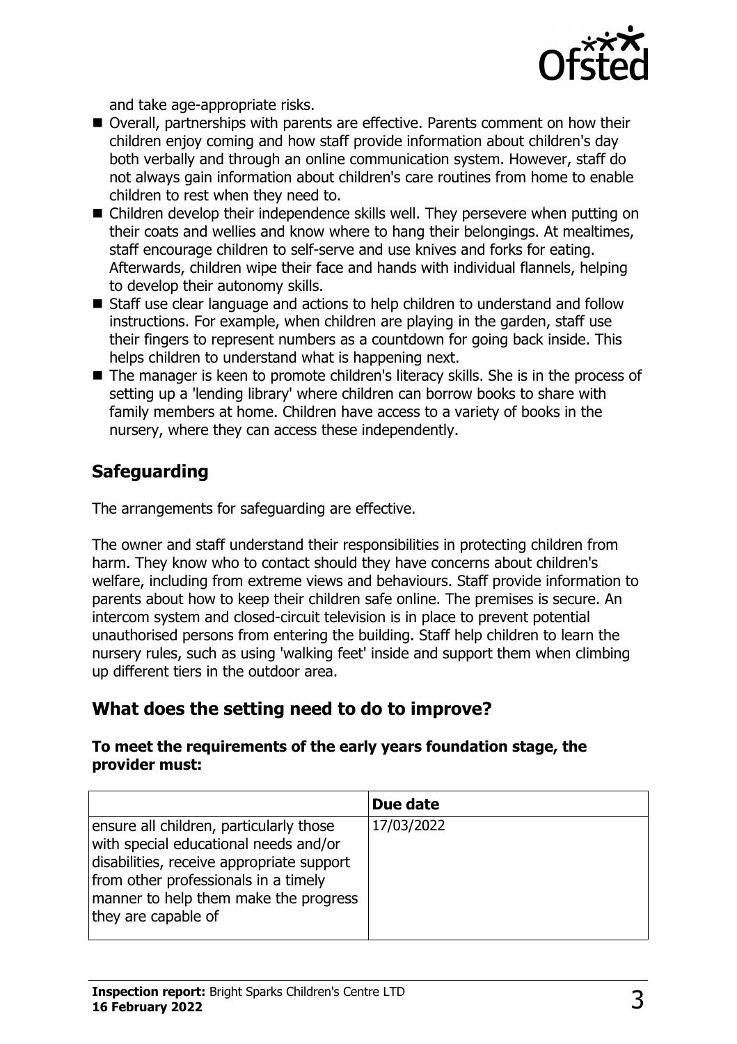and take age-appropriate risks.

- Overall, partnerships with parents are effective. Parents comment on how their children enjoy coming and how staff provide information about children's day both verbally and through an online communication system. However, staff do not always gain information about children's care routines from home to enable children to rest when they need to.
- Children develop their independence skills well. They persevere when putting on their coats and wellies and know where to hang their belongings. At mealtimes, staff encourage children to self-serve and use knives and forks for eating. Afterwards, children wipe their face and hands with individual flannels, helping to develop their autonomy skills.
- Staff use clear language and actions to help children to understand and follow instructions. For example, when children are playing in the garden, staff use their fingers to represent numbers as a countdown for going back inside. This helps children to understand what is happening next.
- The manager is keen to promote children's literacy skills. She is in the process of setting up a 'lending library' where children can borrow books to share with family members at home. Children have access to a variety of books in the nursery, where they can access these independently.

## Safeguarding

The arrangements for safeguarding are effective.

The owner and staff understand their responsibilities in protecting children from harm. They know who to contact should they have concerns about children's welfare, including from extreme views and behaviours. Staff provide information to parents about how to keep their children safe online. The premises is secure. An intercom system and closed-circuit television is in place to prevent potential unauthorised persons from entering the building. Staff help children to learn the nursery rules, such as using 'walking feet' inside and support them when climbing up different tiers in the outdoor area.

## What does the setting need to do to improve?

**To meet the requirements of the early years foundation stage, the provider must:**

| | Due date |
|---|---|
| ensure all children, particularly those with special educational needs and/or disabilities, receive appropriate support from other professionals in a timely manner to help them make the progress they are capable of | 17/03/2022 |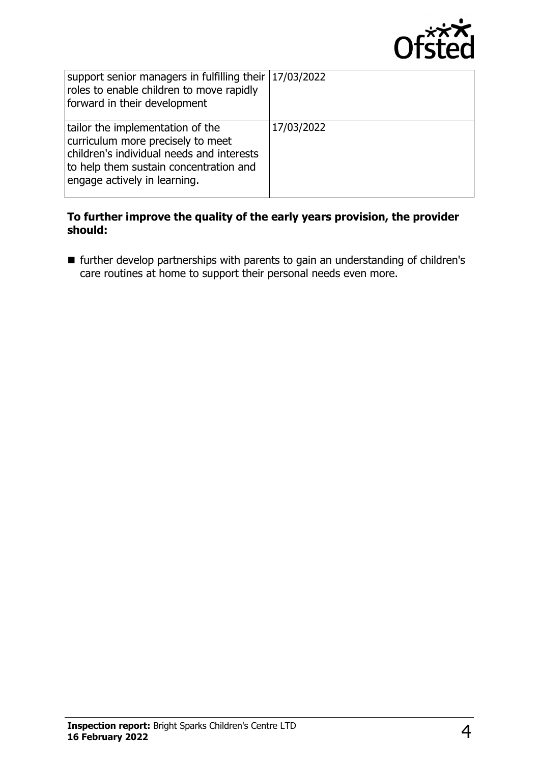| | |
|---|---|
| support senior managers in fulfilling their roles to enable children to move rapidly forward in their development | 17/03/2022 |
| tailor the implementation of the curriculum more precisely to meet children's individual needs and interests to help them sustain concentration and engage actively in learning. | 17/03/2022 |

**To further improve the quality of the early years provision, the provider should:**

- further develop partnerships with parents to gain an understanding of children's care routines at home to support their personal needs even more.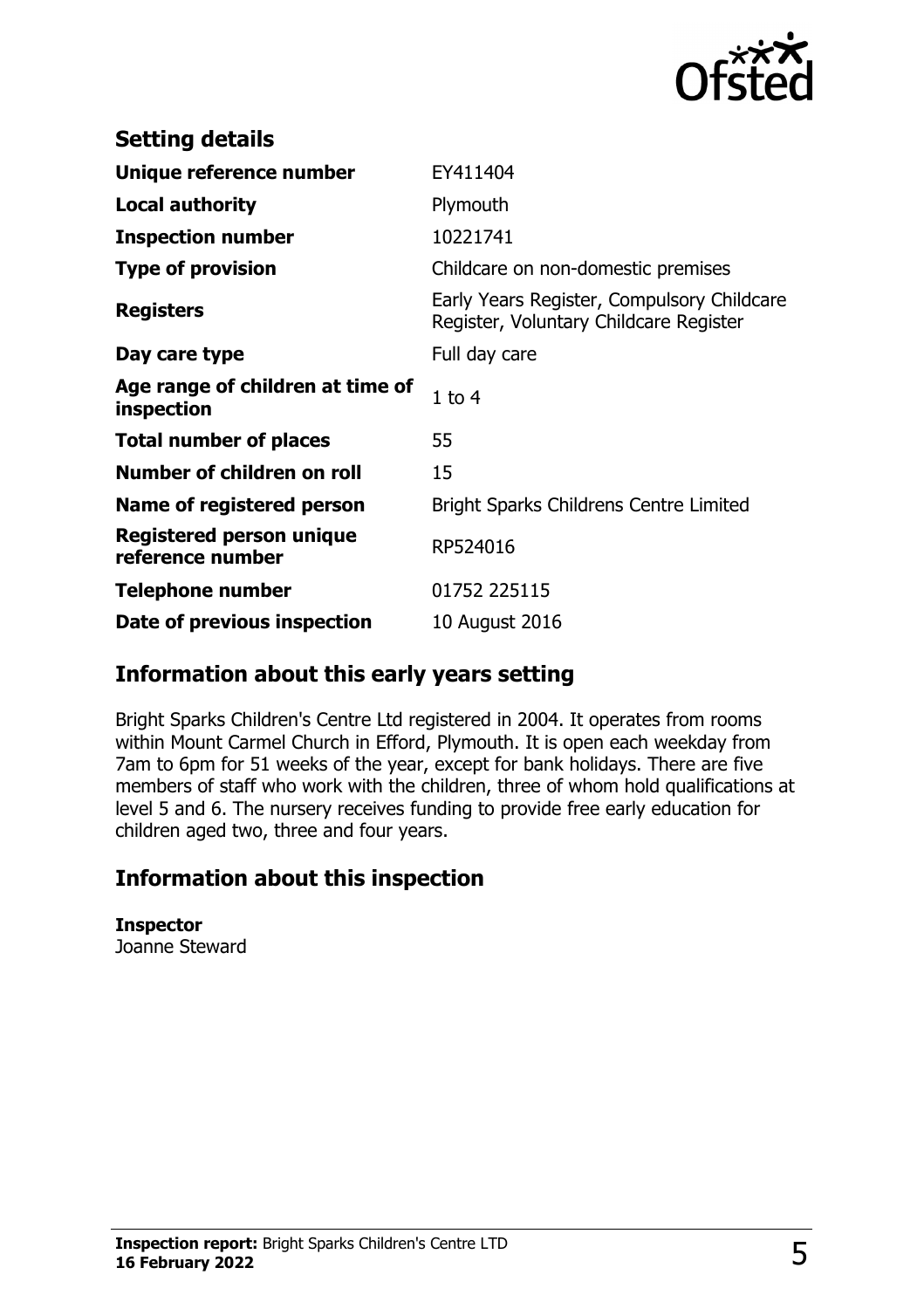## Setting details

| | |
|---|---|
| **Unique reference number** | EY411404 |
| **Local authority** | Plymouth |
| **Inspection number** | 10221741 |
| **Type of provision** | Childcare on non-domestic premises |
| **Registers** | Early Years Register, Compulsory Childcare Register, Voluntary Childcare Register |
| **Day care type** | Full day care |
| **Age range of children at time of inspection** | 1 to 4 |
| **Total number of places** | 55 |
| **Number of children on roll** | 15 |
| **Name of registered person** | Bright Sparks Childrens Centre Limited |
| **Registered person unique reference number** | RP524016 |
| **Telephone number** | 01752 225115 |
| **Date of previous inspection** | 10 August 2016 |

## Information about this early years setting

Bright Sparks Children's Centre Ltd registered in 2004. It operates from rooms within Mount Carmel Church in Efford, Plymouth. It is open each weekday from 7am to 6pm for 51 weeks of the year, except for bank holidays. There are five members of staff who work with the children, three of whom hold qualifications at level 5 and 6. The nursery receives funding to provide free early education for children aged two, three and four years.

## Information about this inspection

**Inspector**
Joanne Steward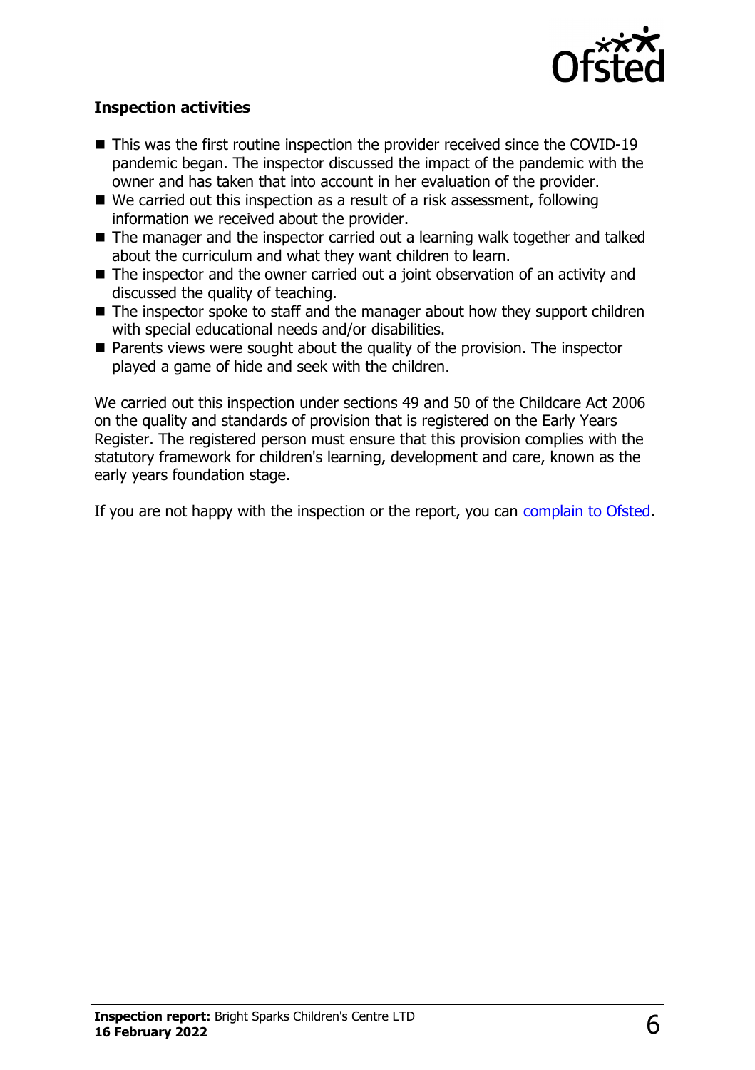### Inspection activities

- This was the first routine inspection the provider received since the COVID-19 pandemic began. The inspector discussed the impact of the pandemic with the owner and has taken that into account in her evaluation of the provider.
- We carried out this inspection as a result of a risk assessment, following information we received about the provider.
- The manager and the inspector carried out a learning walk together and talked about the curriculum and what they want children to learn.
- The inspector and the owner carried out a joint observation of an activity and discussed the quality of teaching.
- The inspector spoke to staff and the manager about how they support children with special educational needs and/or disabilities.
- Parents views were sought about the quality of the provision. The inspector played a game of hide and seek with the children.

We carried out this inspection under sections 49 and 50 of the Childcare Act 2006 on the quality and standards of provision that is registered on the Early Years Register. The registered person must ensure that this provision complies with the statutory framework for children's learning, development and care, known as the early years foundation stage.

If you are not happy with the inspection or the report, you can complain to Ofsted.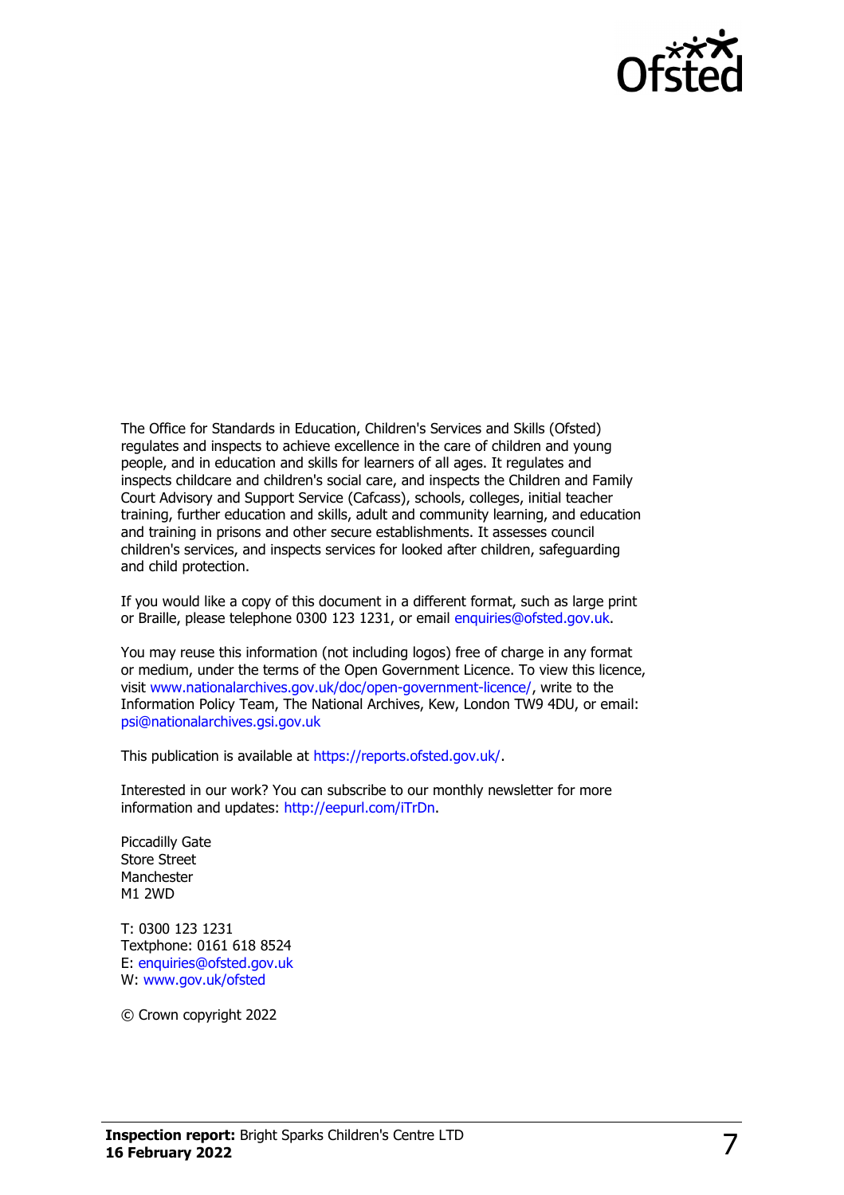The Office for Standards in Education, Children's Services and Skills (Ofsted) regulates and inspects to achieve excellence in the care of children and young people, and in education and skills for learners of all ages. It regulates and inspects childcare and children's social care, and inspects the Children and Family Court Advisory and Support Service (Cafcass), schools, colleges, initial teacher training, further education and skills, adult and community learning, and education and training in prisons and other secure establishments. It assesses council children's services, and inspects services for looked after children, safeguarding and child protection.

If you would like a copy of this document in a different format, such as large print or Braille, please telephone 0300 123 1231, or email enquiries@ofsted.gov.uk.

You may reuse this information (not including logos) free of charge in any format or medium, under the terms of the Open Government Licence. To view this licence, visit www.nationalarchives.gov.uk/doc/open-government-licence/, write to the Information Policy Team, The National Archives, Kew, London TW9 4DU, or email: psi@nationalarchives.gsi.gov.uk

This publication is available at https://reports.ofsted.gov.uk/.

Interested in our work? You can subscribe to our monthly newsletter for more information and updates: http://eepurl.com/iTrDn.

Piccadilly Gate
Store Street
Manchester
M1 2WD

T: 0300 123 1231
Textphone: 0161 618 8524
E: enquiries@ofsted.gov.uk
W: www.gov.uk/ofsted

© Crown copyright 2022